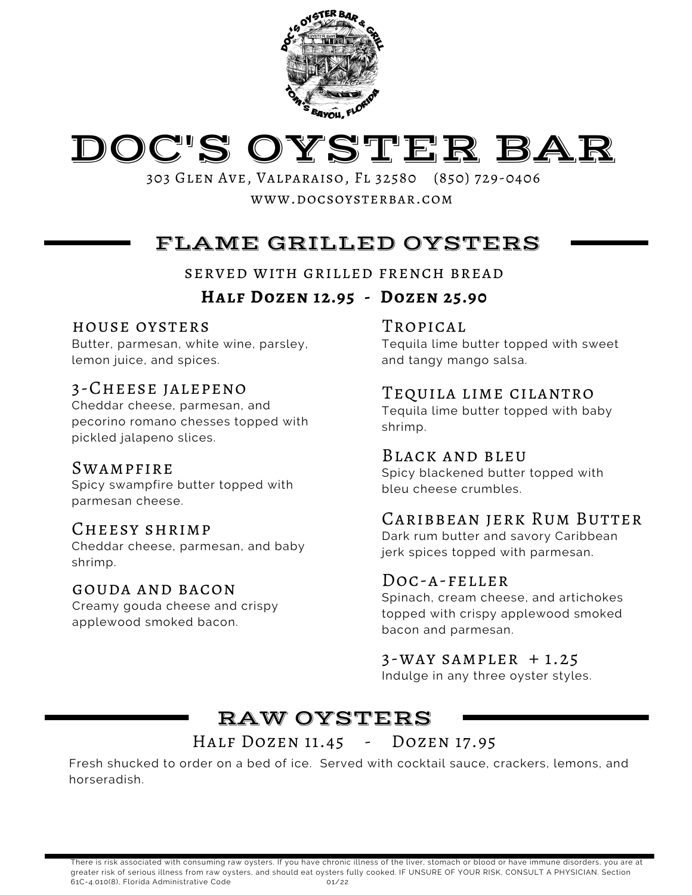# DOC'S OYSTER BAR

303 Glen Ave, Valparaiso, Fl 32580 (850) 729-0406

www.docsoysterbar.com

## FLAME GRILLED OYSTERS

served with grilled french bread

**Half Dozen 12.95 - Dozen 25.90**

### house oysters
Butter, parmesan, white wine, parsley, lemon juice, and spices.

### 3-Cheese jalepeno
Cheddar cheese, parmesan, and pecorino romano chesses topped with pickled jalapeno slices.

### Swampfire
Spicy swampfire butter topped with parmesan cheese.

### Cheesy shrimp
Cheddar cheese, parmesan, and baby shrimp.

### gouda and bacon
Creamy gouda cheese and crispy applewood smoked bacon.

### Tropical
Tequila lime butter topped with sweet and tangy mango salsa.

### Tequila lime cilantro
Tequila lime butter topped with baby shrimp.

### Black and bleu
Spicy blackened butter topped with bleu cheese crumbles.

### Caribbean jerk Rum Butter
Dark rum butter and savory Caribbean jerk spices topped with parmesan.

### Doc-a-feller
Spinach, cream cheese, and artichokes topped with crispy applewood smoked bacon and parmesan.

### 3-way sampler + 1.25
Indulge in any three oyster styles.

## RAW OYSTERS

Half Dozen 11.45 - Dozen 17.95

Fresh shucked to order on a bed of ice. Served with cocktail sauce, crackers, lemons, and horseradish.

There is risk associated with consuming raw oysters. If you have chronic illness of the liver, stomach or blood or have immune disorders, you are at greater risk of serious illness from raw oysters, and should eat oysters fully cooked. IF UNSURE OF YOUR RISK, CONSULT A PHYSICIAN. Section 61C-4.010(8), Florida Administrative Code 01/22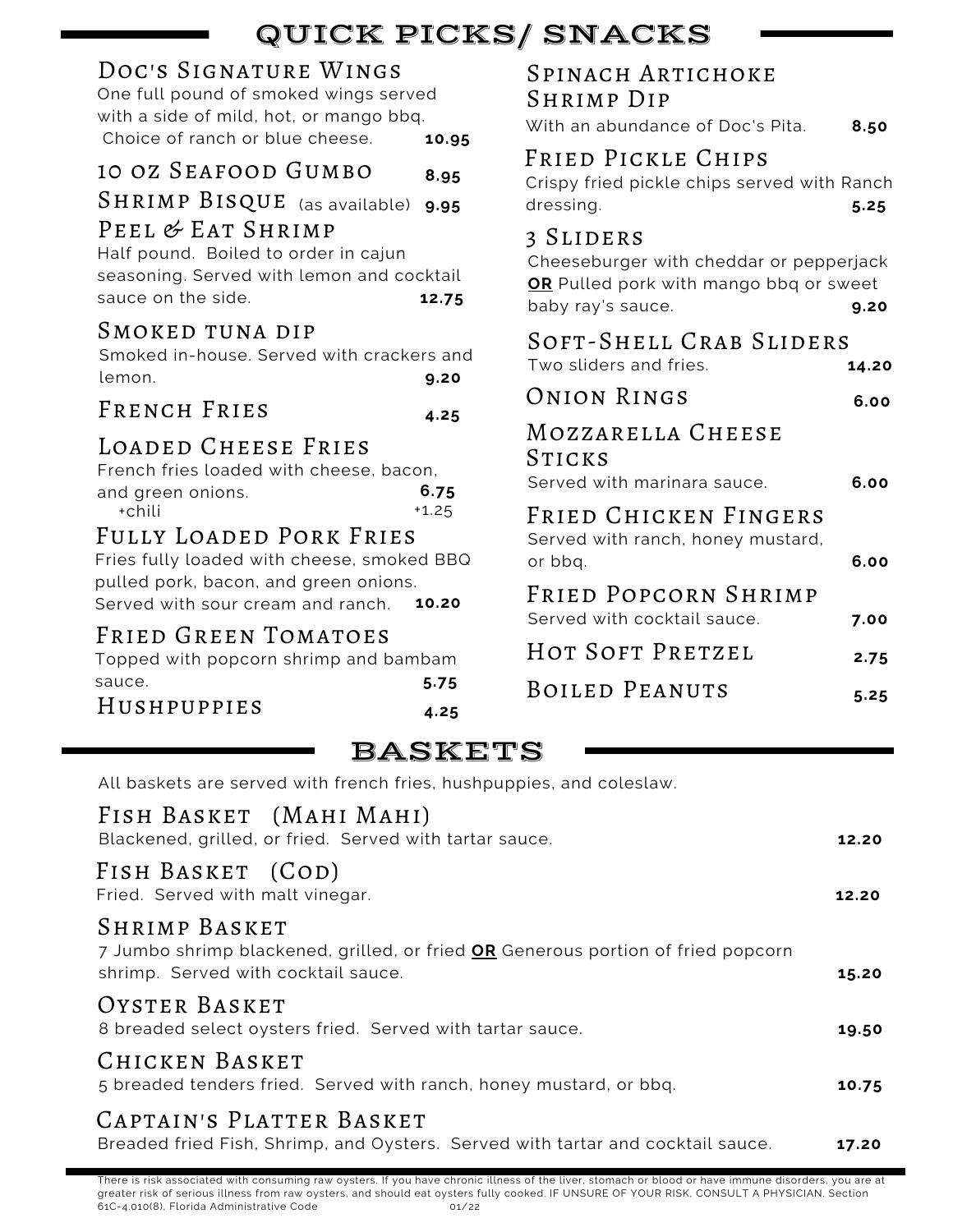# QUICK PICKS/ SNACKS

### Doc's Signature Wings
One full pound of smoked wings served with a side of mild, hot, or mango bbq. Choice of ranch or blue cheese. **10.95**

### 10 oz Seafood Gumbo **8.95**

### Shrimp Bisque (as available) **9.95**

### Peel & Eat Shrimp
Half pound. Boiled to order in cajun seasoning. Served with lemon and cocktail sauce on the side. **12.75**

### Smoked tuna dip
Smoked in-house. Served with crackers and lemon. **9.20**

### French Fries **4.25**

### Loaded Cheese Fries
French fries loaded with cheese, bacon, and green onions. **6.75**
+chili +1.25

### Fully Loaded Pork Fries
Fries fully loaded with cheese, smoked BBQ pulled pork, bacon, and green onions. Served with sour cream and ranch. **10.20**

### Fried Green Tomatoes
Topped with popcorn shrimp and bambam sauce. **5.75**

### Hushpuppies **4.25**

### Spinach Artichoke Shrimp Dip
With an abundance of Doc's Pita. **8.50**

### Fried Pickle Chips
Crispy fried pickle chips served with Ranch dressing. **5.25**

### 3 Sliders
Cheeseburger with cheddar or pepperjack **OR** Pulled pork with mango bbq or sweet baby ray's sauce. **9.20**

### Soft-Shell Crab Sliders
Two sliders and fries. **14.20**

### Onion Rings **6.00**

### Mozzarella Cheese Sticks
Served with marinara sauce. **6.00**

### Fried Chicken Fingers
Served with ranch, honey mustard, or bbq. **6.00**

### Fried Popcorn Shrimp
Served with cocktail sauce. **7.00**

### Hot Soft Pretzel **2.75**

### Boiled Peanuts **5.25**

# BASKETS

All baskets are served with french fries, hushpuppies, and coleslaw.

### Fish Basket (Mahi Mahi)
Blackened, grilled, or fried. Served with tartar sauce. **12.20**

### Fish Basket (Cod)
Fried. Served with malt vinegar. **12.20**

### Shrimp Basket
7 Jumbo shrimp blackened, grilled, or fried **OR** Generous portion of fried popcorn shrimp. Served with cocktail sauce. **15.20**

### Oyster Basket
8 breaded select oysters fried. Served with tartar sauce. **19.50**

### Chicken Basket
5 breaded tenders fried. Served with ranch, honey mustard, or bbq. **10.75**

### Captain's Platter Basket
Breaded fried Fish, Shrimp, and Oysters. Served with tartar and cocktail sauce. **17.20**

There is risk associated with consuming raw oysters. If you have chronic illness of the liver, stomach or blood or have immune disorders, you are at greater risk of serious illness from raw oysters, and should eat oysters fully cooked. IF UNSURE OF YOUR RISK, CONSULT A PHYSICIAN. Section 61C-4.010(8), Florida Administrative Code 01/22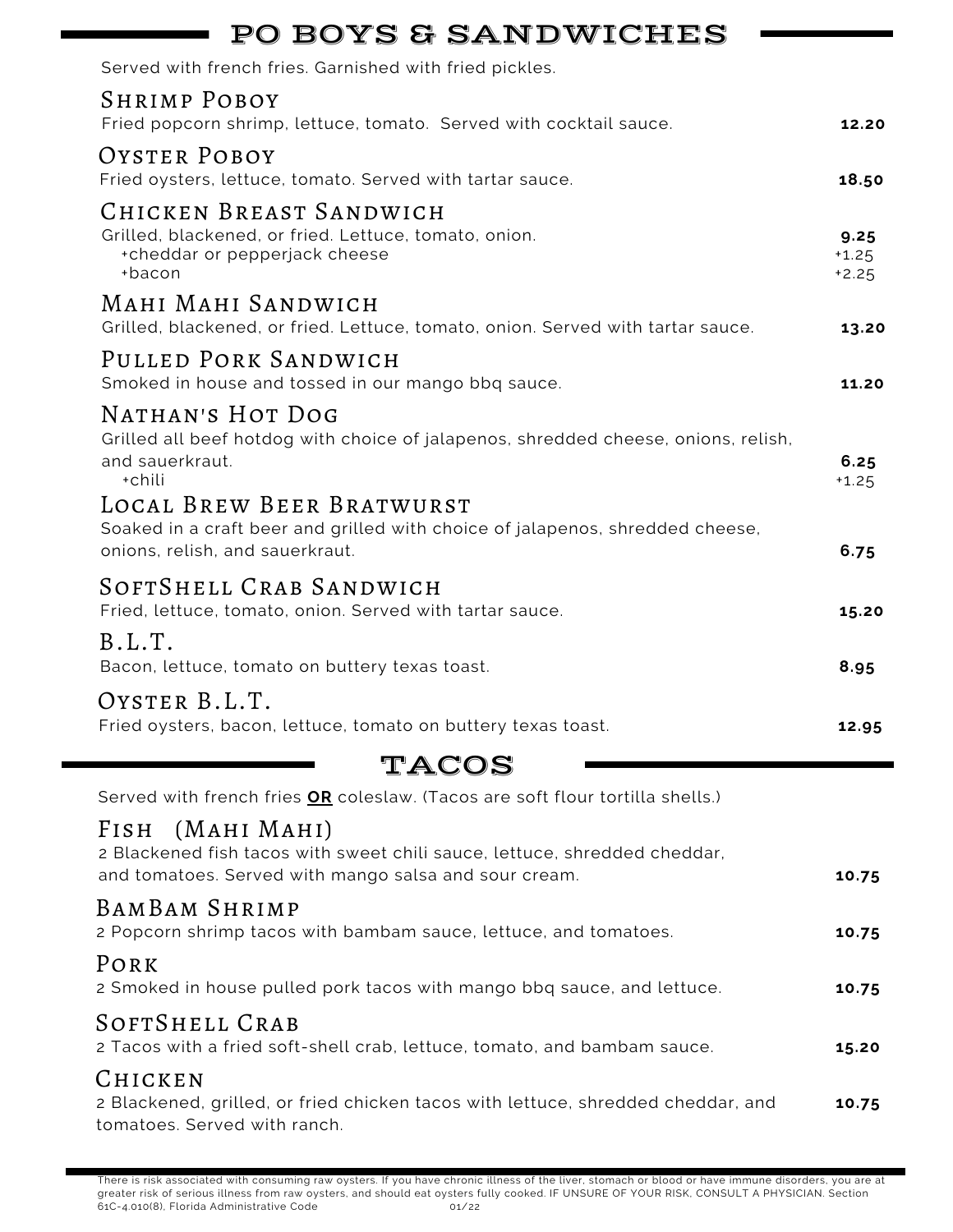## PO BOYS & SANDWICHES

Served with french fries. Garnished with fried pickles.

### Shrimp Poboy
Fried popcorn shrimp, lettuce, tomato. Served with cocktail sauce. **12.20**

### Oyster Poboy
Fried oysters, lettuce, tomato. Served with tartar sauce. **18.50**

### Chicken Breast Sandwich
Grilled, blackened, or fried. Lettuce, tomato, onion. **9.25**
+cheddar or pepperjack cheese +1.25
+bacon +2.25

### Mahi Mahi Sandwich
Grilled, blackened, or fried. Lettuce, tomato, onion. Served with tartar sauce. **13.20**

### Pulled Pork Sandwich
Smoked in house and tossed in our mango bbq sauce. **11.20**

### Nathan's Hot Dog
Grilled all beef hotdog with choice of jalapenos, shredded cheese, onions, relish, and sauerkraut. **6.25**
+chili +1.25

### Local Brew Beer Bratwurst
Soaked in a craft beer and grilled with choice of jalapenos, shredded cheese, onions, relish, and sauerkraut. **6.75**

### SoftShell Crab Sandwich
Fried, lettuce, tomato, onion. Served with tartar sauce. **15.20**

### B.L.T.
Bacon, lettuce, tomato on buttery texas toast. **8.95**

### Oyster B.L.T.
Fried oysters, bacon, lettuce, tomato on buttery texas toast. **12.95**

## TACOS

Served with french fries **OR** coleslaw. (Tacos are soft flour tortilla shells.)

### Fish (Mahi Mahi)
2 Blackened fish tacos with sweet chili sauce, lettuce, shredded cheddar, and tomatoes. Served with mango salsa and sour cream. **10.75**

### BamBam Shrimp
2 Popcorn shrimp tacos with bambam sauce, lettuce, and tomatoes. **10.75**

### Pork
2 Smoked in house pulled pork tacos with mango bbq sauce, and lettuce. **10.75**

### SoftShell Crab
2 Tacos with a fried soft-shell crab, lettuce, tomato, and bambam sauce. **15.20**

### Chicken
2 Blackened, grilled, or fried chicken tacos with lettuce, shredded cheddar, and tomatoes. Served with ranch. **10.75**

There is risk associated with consuming raw oysters. If you have chronic illness of the liver, stomach or blood or have immune disorders, you are at greater risk of serious illness from raw oysters, and should eat oysters fully cooked. IF UNSURE OF YOUR RISK, CONSULT A PHYSICIAN. Section 61C-4.010(8), Florida Administrative Code 01/22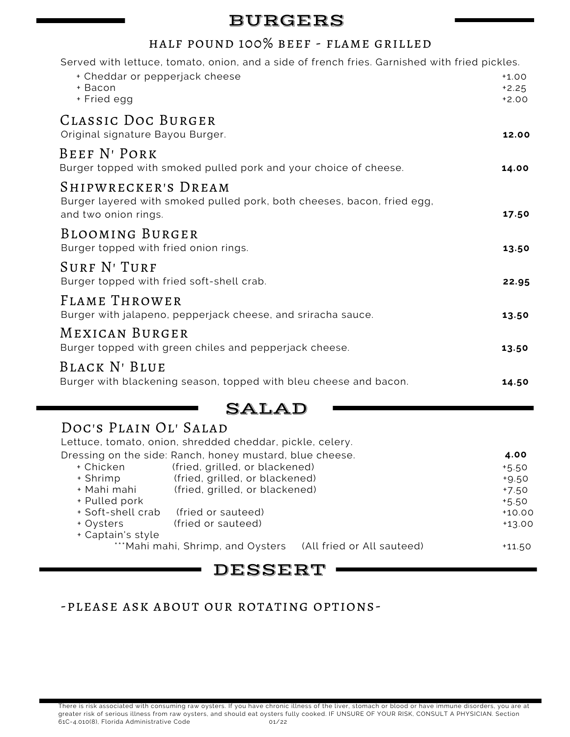# BURGERS

## half pound 100% beef - flame grilled

Served with lettuce, tomato, onion, and a side of french fries. Garnished with fried pickles.

| | |
|---|---|
| + Cheddar or pepperjack cheese | +1.00 |
| + Bacon | +2.25 |
| + Fried egg | +2.00 |

### Classic Doc Burger
Original signature Bayou Burger. **12.00**

### Beef N' Pork
Burger topped with smoked pulled pork and your choice of cheese. **14.00**

### Shipwrecker's Dream
Burger layered with smoked pulled pork, both cheeses, bacon, fried egg, and two onion rings. **17.50**

### Blooming Burger
Burger topped with fried onion rings. **13.50**

### Surf N' Turf
Burger topped with fried soft-shell crab. **22.95**

### Flame Thrower
Burger with jalapeno, pepperjack cheese, and sriracha sauce. **13.50**

### Mexican Burger
Burger topped with green chiles and pepperjack cheese. **13.50**

### Black N' Blue
Burger with blackening season, topped with bleu cheese and bacon. **14.50**

# SALAD

### Doc's Plain Ol' Salad
Lettuce, tomato, onion, shredded cheddar, pickle, celery.
Dressing on the side: Ranch, honey mustard, blue cheese. **4.00**

| | | |
|---|---|---|
| + Chicken | (fried, grilled, or blackened) | +5.50 |
| + Shrimp | (fried, grilled, or blackened) | +9.50 |
| + Mahi mahi | (fried, grilled, or blackened) | +7.50 |
| + Pulled pork | | +5.50 |
| + Soft-shell crab | (fried or sauteed) | +10.00 |
| + Oysters | (fried or sauteed) | +13.00 |
| + Captain's style | | |
| ***Mahi mahi, Shrimp, and Oysters | (All fried or All sauteed) | +11.50 |

# DESSERT

-please ask about our rotating options-

There is risk associated with consuming raw oysters. If you have chronic illness of the liver, stomach or blood or have immune disorders, you are at greater risk of serious illness from raw oysters, and should eat oysters fully cooked. IF UNSURE OF YOUR RISK, CONSULT A PHYSICIAN. Section 61C-4.010(8), Florida Administrative Code 01/22